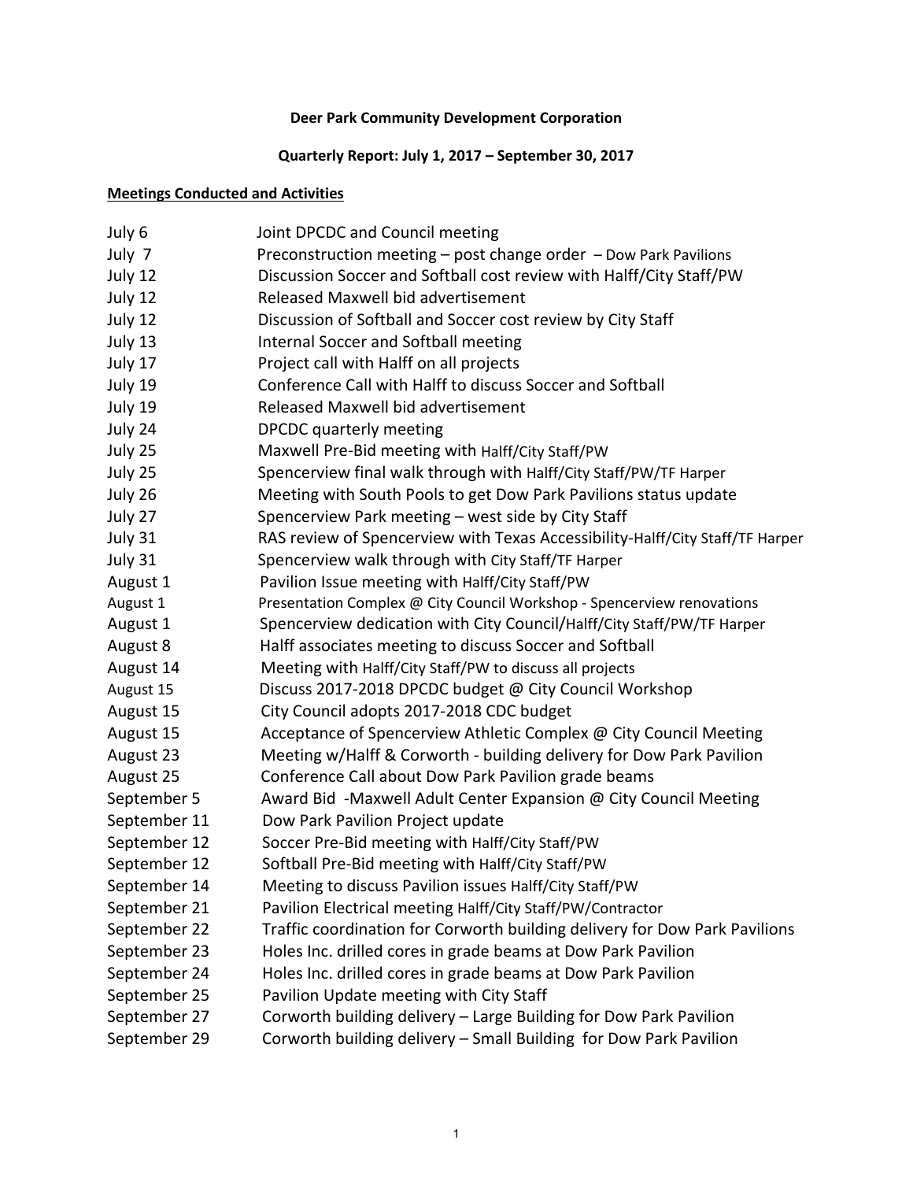**Deer Park Community Development Corporation**

**Quarterly Report: July 1, 2017 – September 30, 2017**

**Meetings Conducted and Activities**

| | |
|---|---|
| July 6 | Joint DPCDC and Council meeting |
| July 7 | Preconstruction meeting – post change order – Dow Park Pavilions |
| July 12 | Discussion Soccer and Softball cost review with Halff/City Staff/PW |
| July 12 | Released Maxwell bid advertisement |
| July 12 | Discussion of Softball and Soccer cost review by City Staff |
| July 13 | Internal Soccer and Softball meeting |
| July 17 | Project call with Halff on all projects |
| July 19 | Conference Call with Halff to discuss Soccer and Softball |
| July 19 | Released Maxwell bid advertisement |
| July 24 | DPCDC quarterly meeting |
| July 25 | Maxwell Pre-Bid meeting with Halff/City Staff/PW |
| July 25 | Spencerview final walk through with Halff/City Staff/PW/TF Harper |
| July 26 | Meeting with South Pools to get Dow Park Pavilions status update |
| July 27 | Spencerview Park meeting – west side by City Staff |
| July 31 | RAS review of Spencerview with Texas Accessibility-Halff/City Staff/TF Harper |
| July 31 | Spencerview walk through with City Staff/TF Harper |
| August 1 | Pavilion Issue meeting with Halff/City Staff/PW |
| August 1 | Presentation Complex @ City Council Workshop - Spencerview renovations |
| August 1 | Spencerview dedication with City Council/Halff/City Staff/PW/TF Harper |
| August 8 | Halff associates meeting to discuss Soccer and Softball |
| August 14 | Meeting with Halff/City Staff/PW to discuss all projects |
| August 15 | Discuss 2017-2018 DPCDC budget @ City Council Workshop |
| August 15 | City Council adopts 2017-2018 CDC budget |
| August 15 | Acceptance of Spencerview Athletic Complex @ City Council Meeting |
| August 23 | Meeting w/Halff & Corworth - building delivery for Dow Park Pavilion |
| August 25 | Conference Call about Dow Park Pavilion grade beams |
| September 5 | Award Bid -Maxwell Adult Center Expansion @ City Council Meeting |
| September 11 | Dow Park Pavilion Project update |
| September 12 | Soccer Pre-Bid meeting with Halff/City Staff/PW |
| September 12 | Softball Pre-Bid meeting with Halff/City Staff/PW |
| September 14 | Meeting to discuss Pavilion issues Halff/City Staff/PW |
| September 21 | Pavilion Electrical meeting Halff/City Staff/PW/Contractor |
| September 22 | Traffic coordination for Corworth building delivery for Dow Park Pavilions |
| September 23 | Holes Inc. drilled cores in grade beams at Dow Park Pavilion |
| September 24 | Holes Inc. drilled cores in grade beams at Dow Park Pavilion |
| September 25 | Pavilion Update meeting with City Staff |
| September 27 | Corworth building delivery – Large Building for Dow Park Pavilion |
| September 29 | Corworth building delivery – Small Building for Dow Park Pavilion |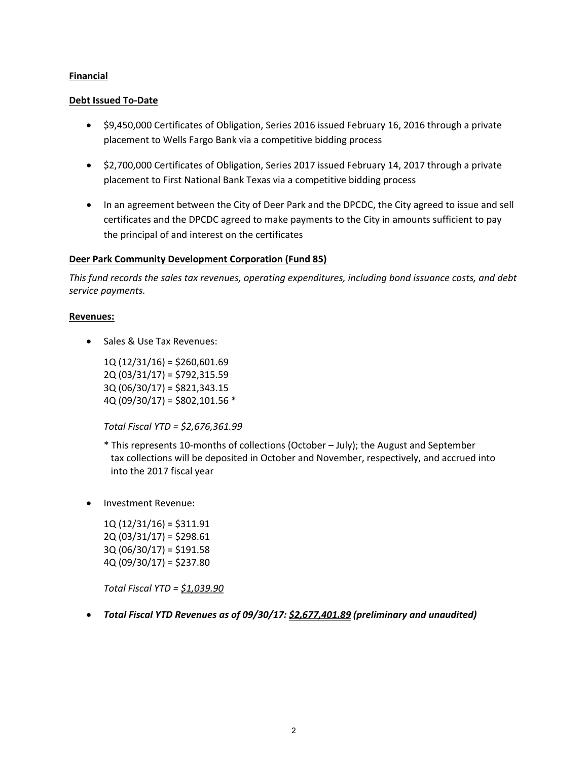**Financial**

**Debt Issued To-Date**

- $9,450,000 Certificates of Obligation, Series 2016 issued February 16, 2016 through a private placement to Wells Fargo Bank via a competitive bidding process

- $2,700,000 Certificates of Obligation, Series 2017 issued February 14, 2017 through a private placement to First National Bank Texas via a competitive bidding process

- In an agreement between the City of Deer Park and the DPCDC, the City agreed to issue and sell certificates and the DPCDC agreed to make payments to the City in amounts sufficient to pay the principal of and interest on the certificates

**Deer Park Community Development Corporation (Fund 85)**

*This fund records the sales tax revenues, operating expenditures, including bond issuance costs, and debt service payments.*

**Revenues:**

- Sales & Use Tax Revenues:

  1Q (12/31/16) = $260,601.69
  2Q (03/31/17) = $792,315.59
  3Q (06/30/17) = $821,343.15
  4Q (09/30/17) = $802,101.56 *

  *Total Fiscal YTD = $2,676,361.99*

  * This represents 10-months of collections (October – July); the August and September tax collections will be deposited in October and November, respectively, and accrued into into the 2017 fiscal year

- Investment Revenue:

  1Q (12/31/16) = $311.91
  2Q (03/31/17) = $298.61
  3Q (06/30/17) = $191.58
  4Q (09/30/17) = $237.80

  *Total Fiscal YTD = $1,039.90*

- ***Total Fiscal YTD Revenues as of 09/30/17: $2,677,401.89 (preliminary and unaudited)***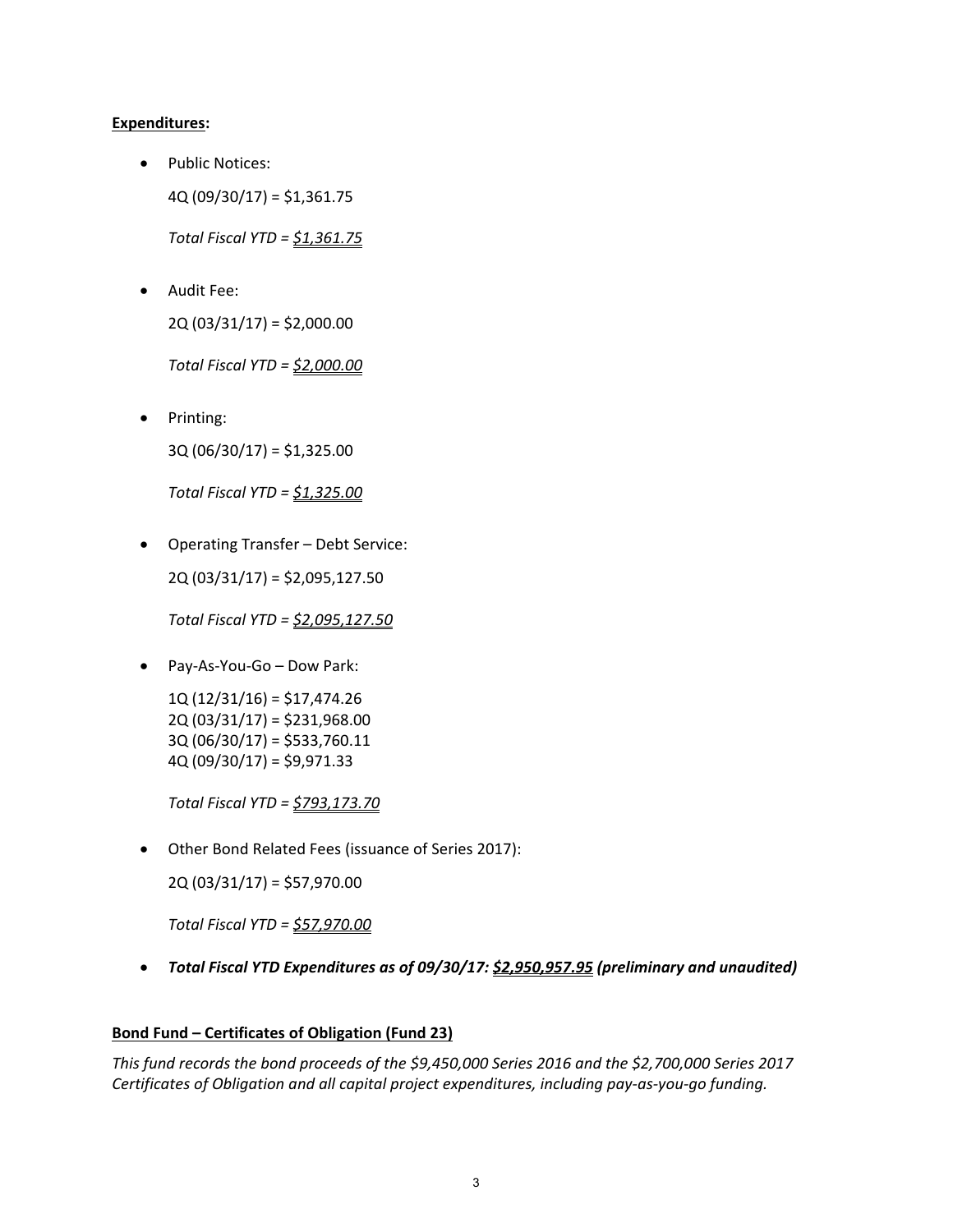**Expenditures:**

- Public Notices:

  4Q (09/30/17) = $1,361.75

  *Total Fiscal YTD = $1,361.75*

- Audit Fee:

  2Q (03/31/17) = $2,000.00

  *Total Fiscal YTD = $2,000.00*

- Printing:

  3Q (06/30/17) = $1,325.00

  *Total Fiscal YTD = $1,325.00*

- Operating Transfer – Debt Service:

  2Q (03/31/17) = $2,095,127.50

  *Total Fiscal YTD = $2,095,127.50*

- Pay-As-You-Go – Dow Park:

  1Q (12/31/16) = $17,474.26
  2Q (03/31/17) = $231,968.00
  3Q (06/30/17) = $533,760.11
  4Q (09/30/17) = $9,971.33

  *Total Fiscal YTD = $793,173.70*

- Other Bond Related Fees (issuance of Series 2017):

  2Q (03/31/17) = $57,970.00

  *Total Fiscal YTD = $57,970.00*

- ***Total Fiscal YTD Expenditures as of 09/30/17: $2,950,957.95 (preliminary and unaudited)***

**Bond Fund – Certificates of Obligation (Fund 23)**

*This fund records the bond proceeds of the $9,450,000 Series 2016 and the $2,700,000 Series 2017 Certificates of Obligation and all capital project expenditures, including pay-as-you-go funding.*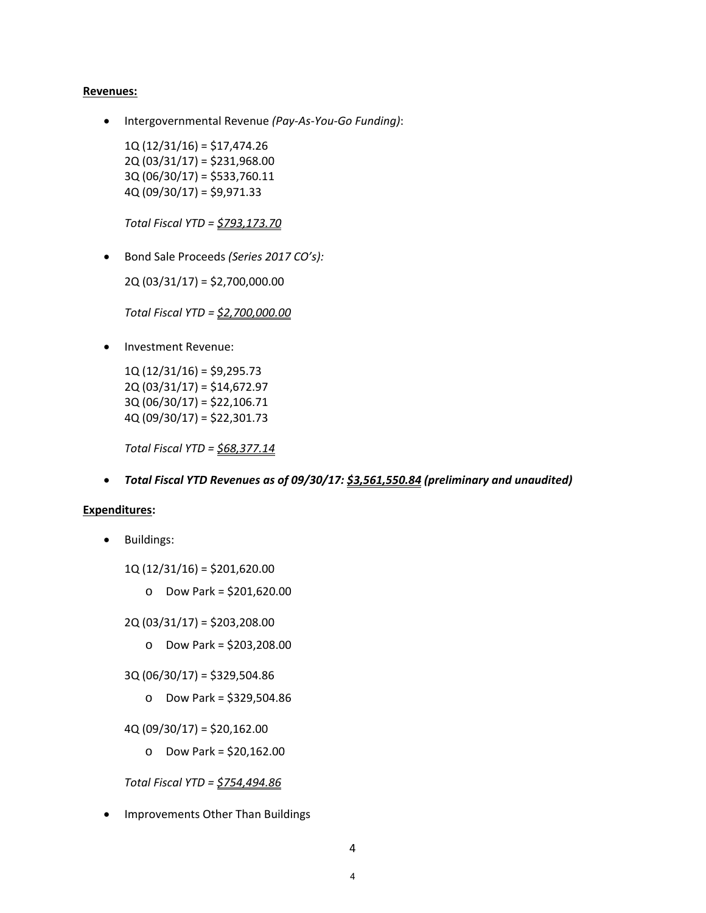**Revenues:**

- Intergovernmental Revenue *(Pay-As-You-Go Funding)*:

  1Q (12/31/16) = $17,474.26
  2Q (03/31/17) = $231,968.00
  3Q (06/30/17) = $533,760.11
  4Q (09/30/17) = $9,971.33

  *Total Fiscal YTD = $793,173.70*

- Bond Sale Proceeds *(Series 2017 CO's):*

  2Q (03/31/17) = $2,700,000.00

  *Total Fiscal YTD = $2,700,000.00*

- Investment Revenue:

  1Q (12/31/16) = $9,295.73
  2Q (03/31/17) = $14,672.97
  3Q (06/30/17) = $22,106.71
  4Q (09/30/17) = $22,301.73

  *Total Fiscal YTD = $68,377.14*

- ***Total Fiscal YTD Revenues as of 09/30/17: $3,561,550.84 (preliminary and unaudited)***

**Expenditures:**

- Buildings:

  1Q (12/31/16) = $201,620.00

  - Dow Park = $201,620.00

  2Q (03/31/17) = $203,208.00

  - Dow Park = $203,208.00

  3Q (06/30/17) = $329,504.86

  - Dow Park = $329,504.86

  4Q (09/30/17) = $20,162.00

  - Dow Park = $20,162.00

  *Total Fiscal YTD = $754,494.86*

- Improvements Other Than Buildings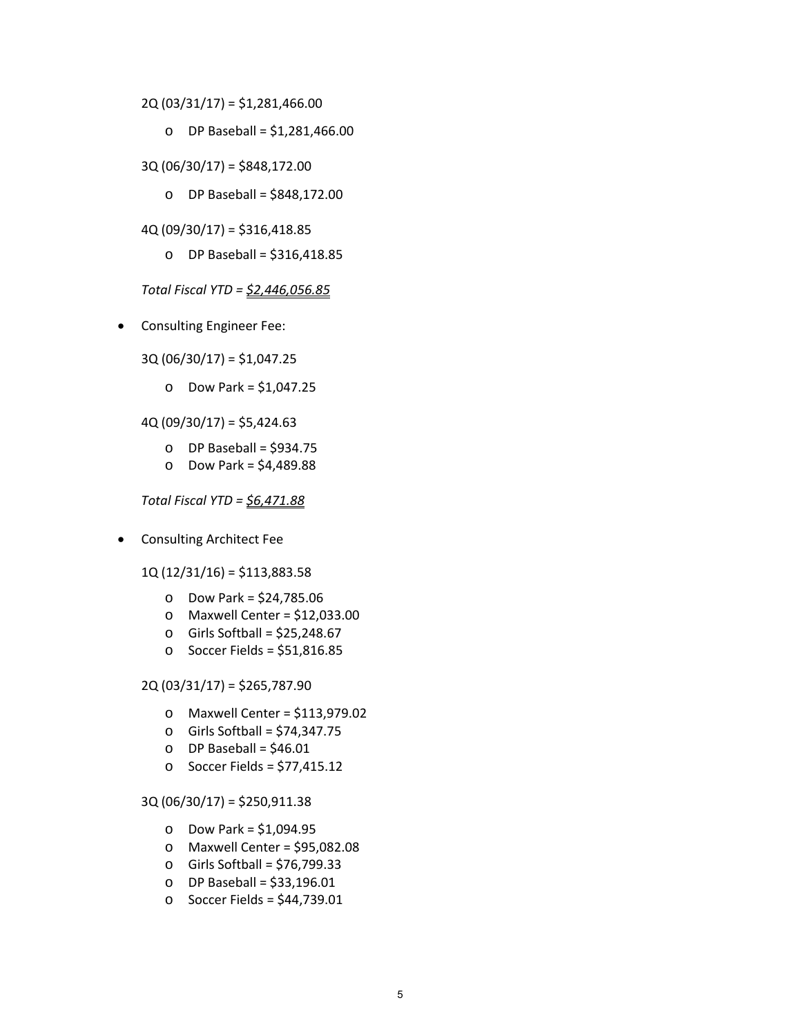2Q (03/31/17) = $1,281,466.00

- DP Baseball = $1,281,466.00

3Q (06/30/17) = $848,172.00

- DP Baseball = $848,172.00

4Q (09/30/17) = $316,418.85

- DP Baseball = $316,418.85

*Total Fiscal YTD = $2,446,056.85*

- Consulting Engineer Fee:

  3Q (06/30/17) = $1,047.25

  - Dow Park = $1,047.25

  4Q (09/30/17) = $5,424.63

  - DP Baseball = $934.75
  - Dow Park = $4,489.88

  *Total Fiscal YTD = $6,471.88*

- Consulting Architect Fee

  1Q (12/31/16) = $113,883.58

  - Dow Park = $24,785.06
  - Maxwell Center = $12,033.00
  - Girls Softball = $25,248.67
  - Soccer Fields = $51,816.85

  2Q (03/31/17) = $265,787.90

  - Maxwell Center = $113,979.02
  - Girls Softball = $74,347.75
  - DP Baseball = $46.01
  - Soccer Fields = $77,415.12

  3Q (06/30/17) = $250,911.38

  - Dow Park = $1,094.95
  - Maxwell Center = $95,082.08
  - Girls Softball = $76,799.33
  - DP Baseball = $33,196.01
  - Soccer Fields = $44,739.01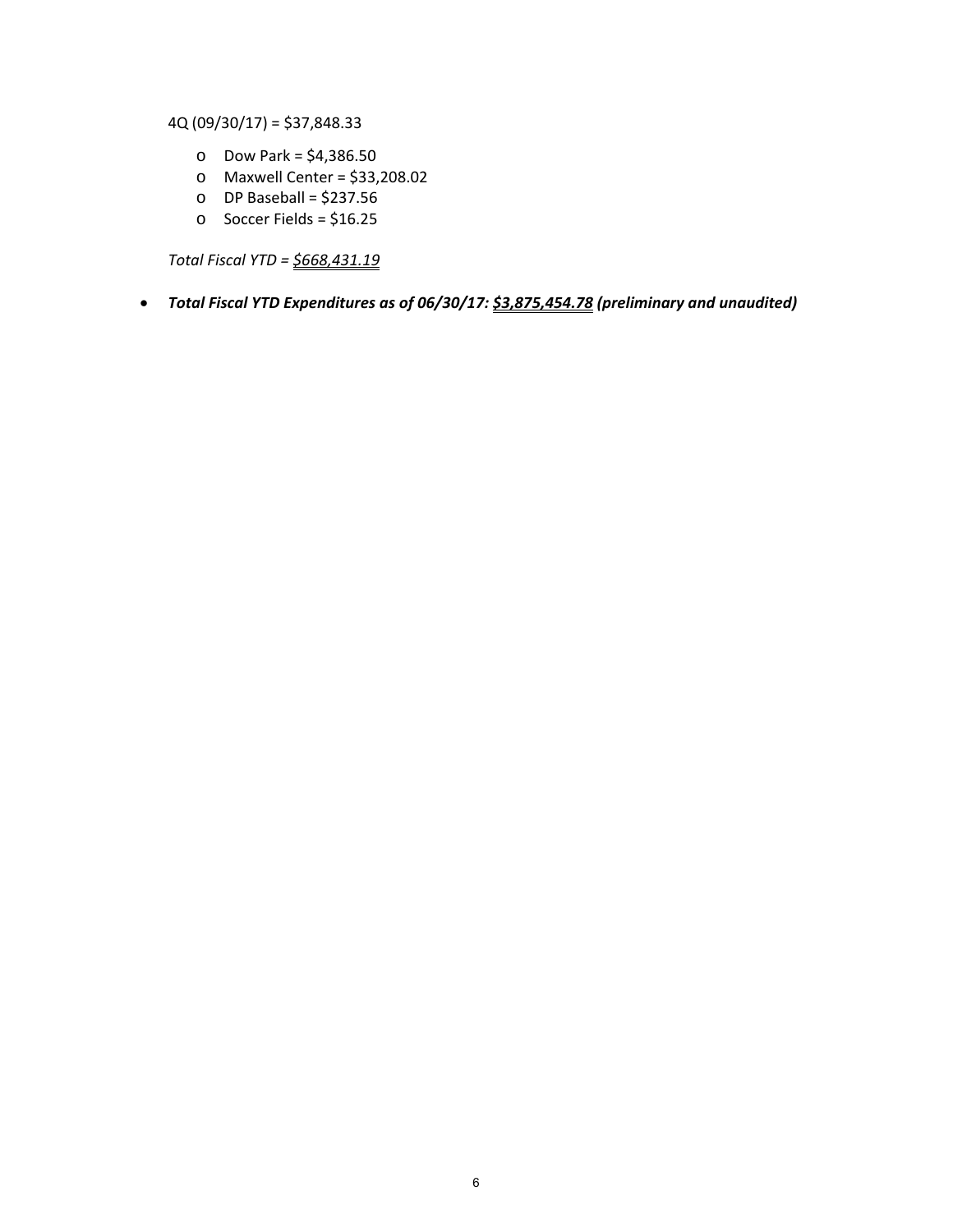4Q (09/30/17) = $37,848.33

- Dow Park = $4,386.50
- Maxwell Center = $33,208.02
- DP Baseball = $237.56
- Soccer Fields = $16.25

*Total Fiscal YTD = $668,431.19*

- ***Total Fiscal YTD Expenditures as of 06/30/17: $3,875,454.78 (preliminary and unaudited)***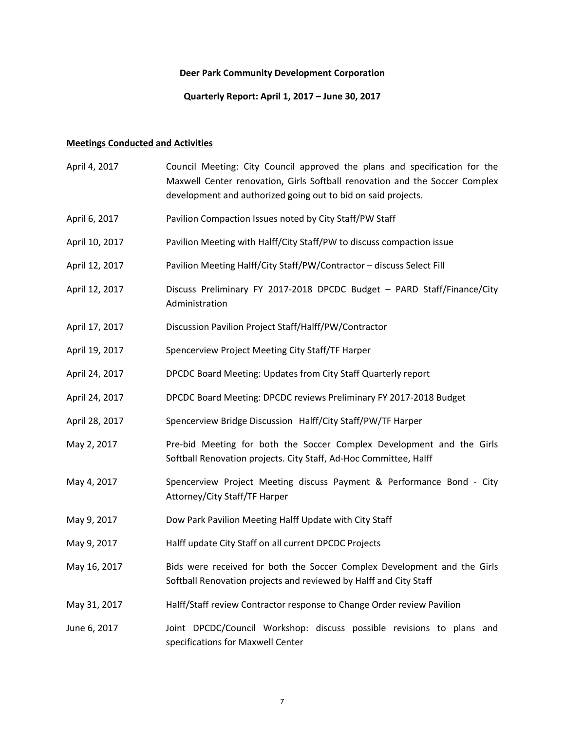**Deer Park Community Development Corporation**

**Quarterly Report: April 1, 2017 – June 30, 2017**

**Meetings Conducted and Activities**

| | |
|---|---|
| April 4, 2017 | Council Meeting: City Council approved the plans and specification for the Maxwell Center renovation, Girls Softball renovation and the Soccer Complex development and authorized going out to bid on said projects. |
| April 6, 2017 | Pavilion Compaction Issues noted by City Staff/PW Staff |
| April 10, 2017 | Pavilion Meeting with Halff/City Staff/PW to discuss compaction issue |
| April 12, 2017 | Pavilion Meeting Halff/City Staff/PW/Contractor – discuss Select Fill |
| April 12, 2017 | Discuss Preliminary FY 2017-2018 DPCDC Budget – PARD Staff/Finance/City Administration |
| April 17, 2017 | Discussion Pavilion Project Staff/Halff/PW/Contractor |
| April 19, 2017 | Spencerview Project Meeting City Staff/TF Harper |
| April 24, 2017 | DPCDC Board Meeting: Updates from City Staff Quarterly report |
| April 24, 2017 | DPCDC Board Meeting: DPCDC reviews Preliminary FY 2017-2018 Budget |
| April 28, 2017 | Spencerview Bridge Discussion Halff/City Staff/PW/TF Harper |
| May 2, 2017 | Pre-bid Meeting for both the Soccer Complex Development and the Girls Softball Renovation projects. City Staff, Ad-Hoc Committee, Halff |
| May 4, 2017 | Spencerview Project Meeting discuss Payment & Performance Bond - City Attorney/City Staff/TF Harper |
| May 9, 2017 | Dow Park Pavilion Meeting Halff Update with City Staff |
| May 9, 2017 | Halff update City Staff on all current DPCDC Projects |
| May 16, 2017 | Bids were received for both the Soccer Complex Development and the Girls Softball Renovation projects and reviewed by Halff and City Staff |
| May 31, 2017 | Halff/Staff review Contractor response to Change Order review Pavilion |
| June 6, 2017 | Joint DPCDC/Council Workshop: discuss possible revisions to plans and specifications for Maxwell Center |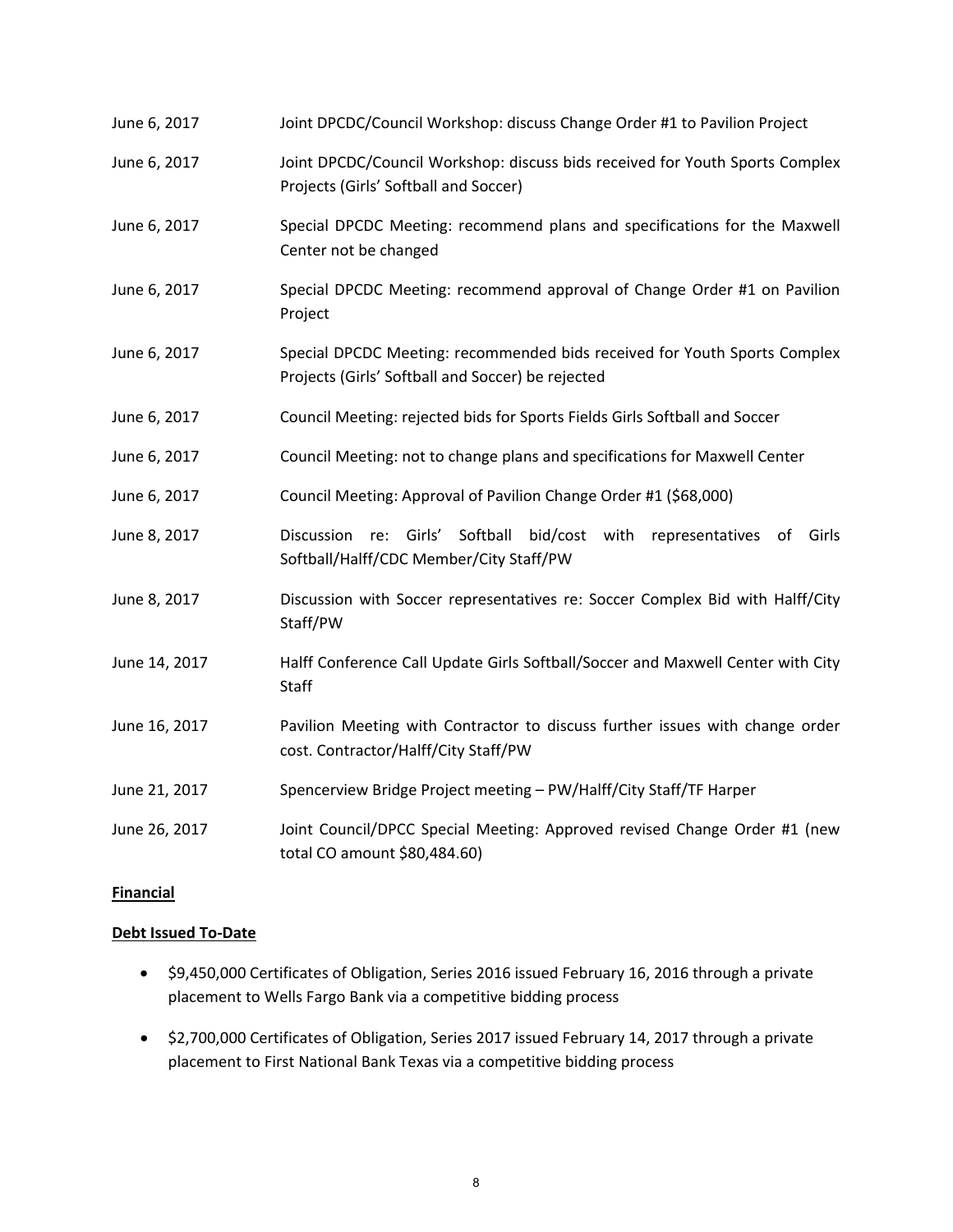| | |
|---|---|
| June 6, 2017 | Joint DPCDC/Council Workshop: discuss Change Order #1 to Pavilion Project |
| June 6, 2017 | Joint DPCDC/Council Workshop: discuss bids received for Youth Sports Complex Projects (Girls' Softball and Soccer) |
| June 6, 2017 | Special DPCDC Meeting: recommend plans and specifications for the Maxwell Center not be changed |
| June 6, 2017 | Special DPCDC Meeting: recommend approval of Change Order #1 on Pavilion Project |
| June 6, 2017 | Special DPCDC Meeting: recommended bids received for Youth Sports Complex Projects (Girls' Softball and Soccer) be rejected |
| June 6, 2017 | Council Meeting: rejected bids for Sports Fields Girls Softball and Soccer |
| June 6, 2017 | Council Meeting: not to change plans and specifications for Maxwell Center |
| June 6, 2017 | Council Meeting: Approval of Pavilion Change Order #1 ($68,000) |
| June 8, 2017 | Discussion re: Girls' Softball bid/cost with representatives of Girls Softball/Halff/CDC Member/City Staff/PW |
| June 8, 2017 | Discussion with Soccer representatives re: Soccer Complex Bid with Halff/City Staff/PW |
| June 14, 2017 | Halff Conference Call Update Girls Softball/Soccer and Maxwell Center with City Staff |
| June 16, 2017 | Pavilion Meeting with Contractor to discuss further issues with change order cost. Contractor/Halff/City Staff/PW |
| June 21, 2017 | Spencerview Bridge Project meeting – PW/Halff/City Staff/TF Harper |
| June 26, 2017 | Joint Council/DPCC Special Meeting: Approved revised Change Order #1 (new total CO amount $80,484.60) |

**Financial**

**Debt Issued To-Date**

- $9,450,000 Certificates of Obligation, Series 2016 issued February 16, 2016 through a private placement to Wells Fargo Bank via a competitive bidding process
- $2,700,000 Certificates of Obligation, Series 2017 issued February 14, 2017 through a private placement to First National Bank Texas via a competitive bidding process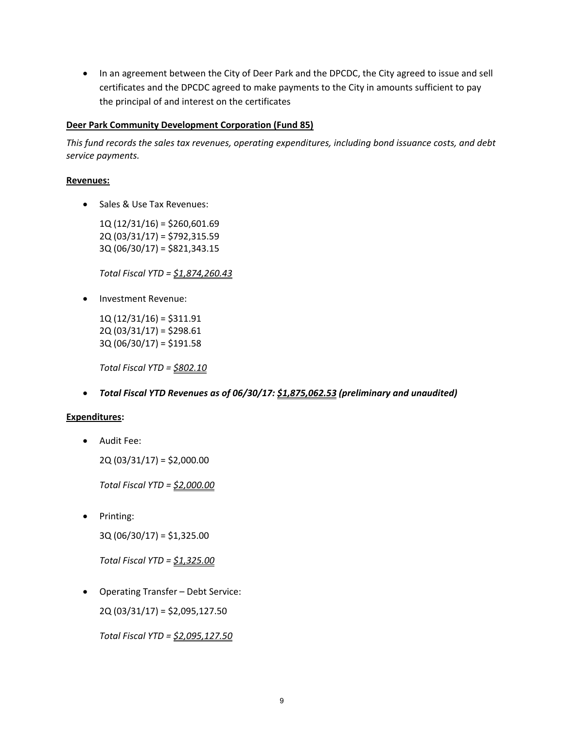- In an agreement between the City of Deer Park and the DPCDC, the City agreed to issue and sell certificates and the DPCDC agreed to make payments to the City in amounts sufficient to pay the principal of and interest on the certificates

**Deer Park Community Development Corporation (Fund 85)**

*This fund records the sales tax revenues, operating expenditures, including bond issuance costs, and debt service payments.*

**Revenues:**

- Sales & Use Tax Revenues:

  1Q (12/31/16) = $260,601.69
  2Q (03/31/17) = $792,315.59
  3Q (06/30/17) = $821,343.15

  *Total Fiscal YTD = $1,874,260.43*

- Investment Revenue:

  1Q (12/31/16) = $311.91
  2Q (03/31/17) = $298.61
  3Q (06/30/17) = $191.58

  *Total Fiscal YTD = $802.10*

- ***Total Fiscal YTD Revenues as of 06/30/17: $1,875,062.53 (preliminary and unaudited)***

**Expenditures:**

- Audit Fee:

  2Q (03/31/17) = $2,000.00

  *Total Fiscal YTD = $2,000.00*

- Printing:

  3Q (06/30/17) = $1,325.00

  *Total Fiscal YTD = $1,325.00*

- Operating Transfer – Debt Service:

  2Q (03/31/17) = $2,095,127.50

  *Total Fiscal YTD = $2,095,127.50*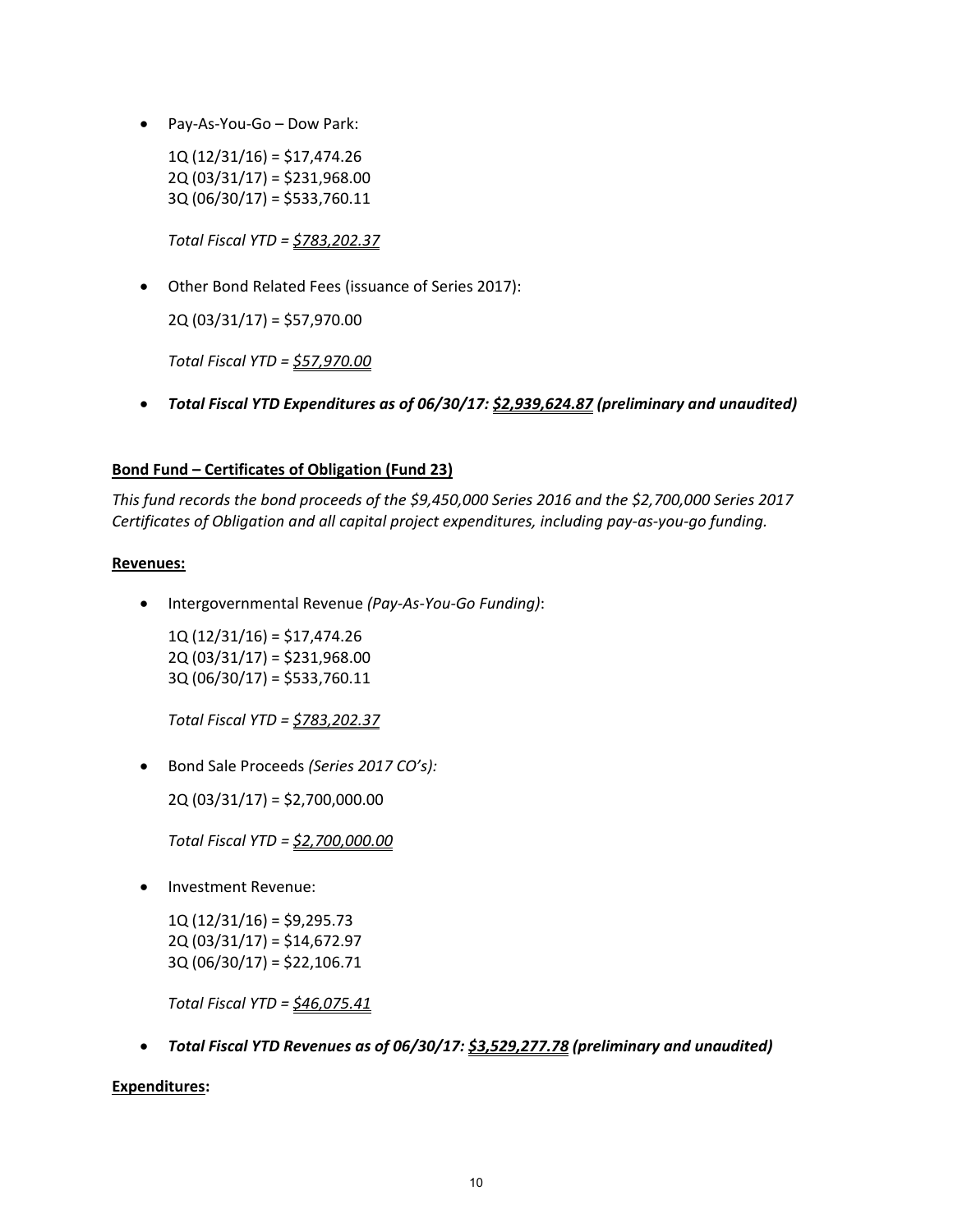- Pay-As-You-Go – Dow Park:

  1Q (12/31/16) = $17,474.26
  2Q (03/31/17) = $231,968.00
  3Q (06/30/17) = $533,760.11

  *Total Fiscal YTD = <u>$783,202.37</u>*

- Other Bond Related Fees (issuance of Series 2017):

  2Q (03/31/17) = $57,970.00

  *Total Fiscal YTD = <u>$57,970.00</u>*

- ***Total Fiscal YTD Expenditures as of 06/30/17: <u>$2,939,624.87</u> (preliminary and unaudited)***

**<u>Bond Fund – Certificates of Obligation (Fund 23)</u>**

*This fund records the bond proceeds of the $9,450,000 Series 2016 and the $2,700,000 Series 2017 Certificates of Obligation and all capital project expenditures, including pay-as-you-go funding.*

**<u>Revenues:</u>**

- Intergovernmental Revenue *(Pay-As-You-Go Funding)*:

  1Q (12/31/16) = $17,474.26
  2Q (03/31/17) = $231,968.00
  3Q (06/30/17) = $533,760.11

  *Total Fiscal YTD = <u>$783,202.37</u>*

- Bond Sale Proceeds *(Series 2017 CO's):*

  2Q (03/31/17) = $2,700,000.00

  *Total Fiscal YTD = <u>$2,700,000.00</u>*

- Investment Revenue:

  1Q (12/31/16) = $9,295.73
  2Q (03/31/17) = $14,672.97
  3Q (06/30/17) = $22,106.71

  *Total Fiscal YTD = <u>$46,075.41</u>*

- ***Total Fiscal YTD Revenues as of 06/30/17: <u>$3,529,277.78</u> (preliminary and unaudited)***

**<u>Expenditures</u>:**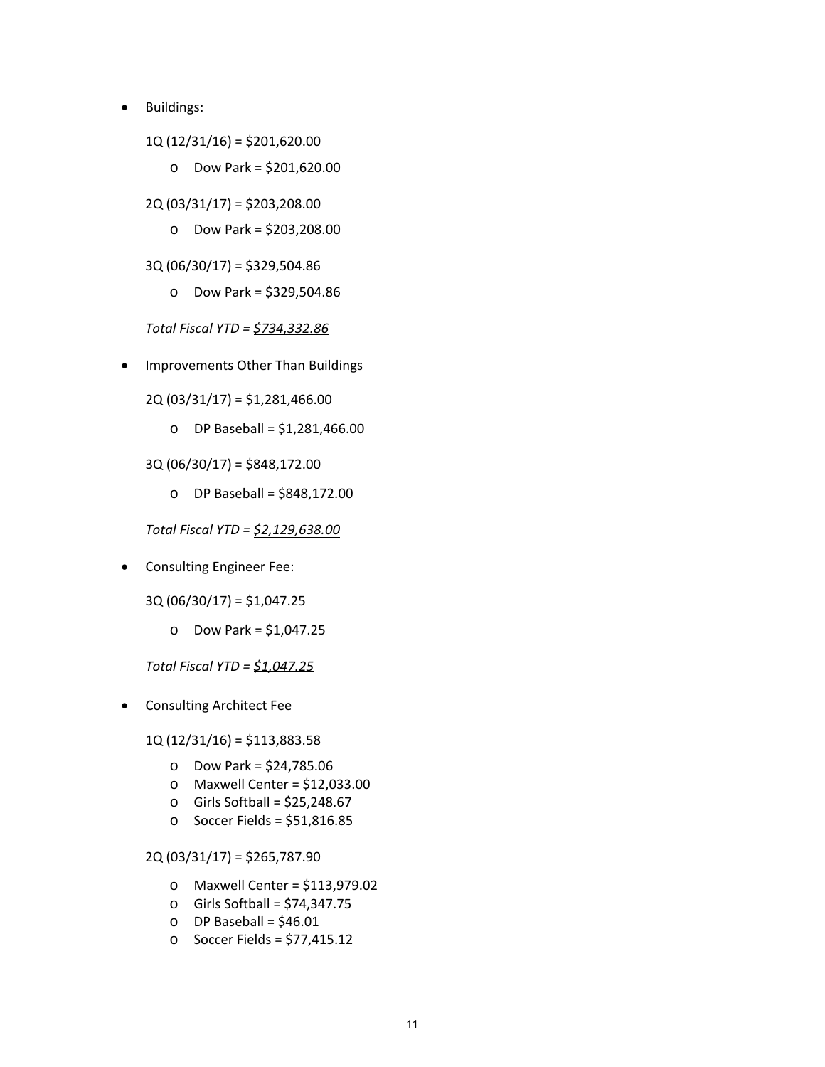- Buildings:

  1Q (12/31/16) = $201,620.00

  - Dow Park = $201,620.00

  2Q (03/31/17) = $203,208.00

  - Dow Park = $203,208.00

  3Q (06/30/17) = $329,504.86

  - Dow Park = $329,504.86

  *Total Fiscal YTD = <u>$734,332.86</u>*

- Improvements Other Than Buildings

  2Q (03/31/17) = $1,281,466.00

  - DP Baseball = $1,281,466.00

  3Q (06/30/17) = $848,172.00

  - DP Baseball = $848,172.00

  *Total Fiscal YTD = <u>$2,129,638.00</u>*

- Consulting Engineer Fee:

  3Q (06/30/17) = $1,047.25

  - Dow Park = $1,047.25

  *Total Fiscal YTD = <u>$1,047.25</u>*

- Consulting Architect Fee

  1Q (12/31/16) = $113,883.58

  - Dow Park = $24,785.06
  - Maxwell Center = $12,033.00
  - Girls Softball = $25,248.67
  - Soccer Fields = $51,816.85

  2Q (03/31/17) = $265,787.90

  - Maxwell Center = $113,979.02
  - Girls Softball = $74,347.75
  - DP Baseball = $46.01
  - Soccer Fields = $77,415.12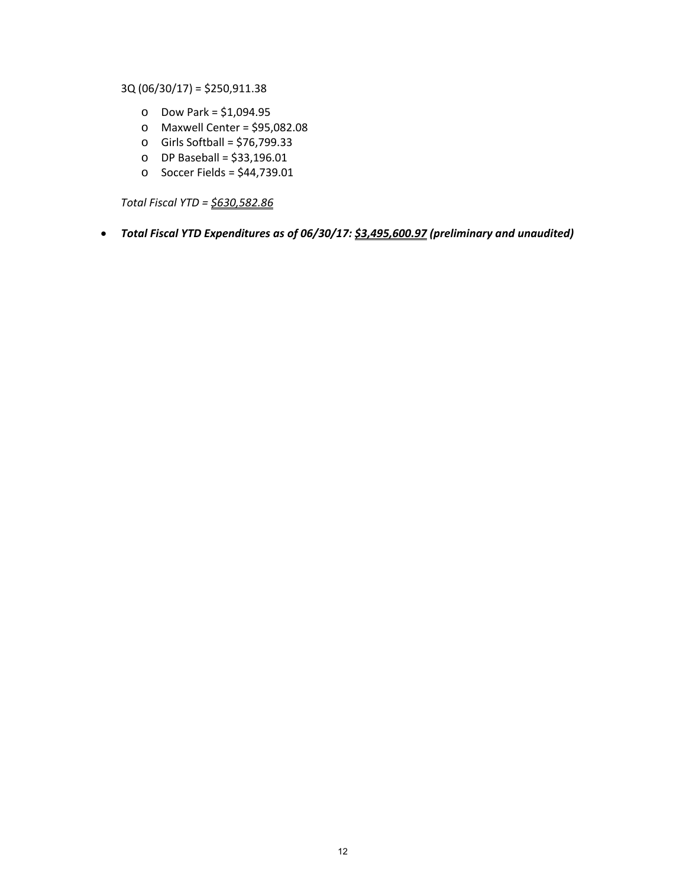3Q (06/30/17) = $250,911.38

- Dow Park = $1,094.95
- Maxwell Center = $95,082.08
- Girls Softball = $76,799.33
- DP Baseball = $33,196.01
- Soccer Fields = $44,739.01

*Total Fiscal YTD = <u>$630,582.86</u>*

- ***Total Fiscal YTD Expenditures as of 06/30/17: <u>$3,495,600.97</u> (preliminary and unaudited)***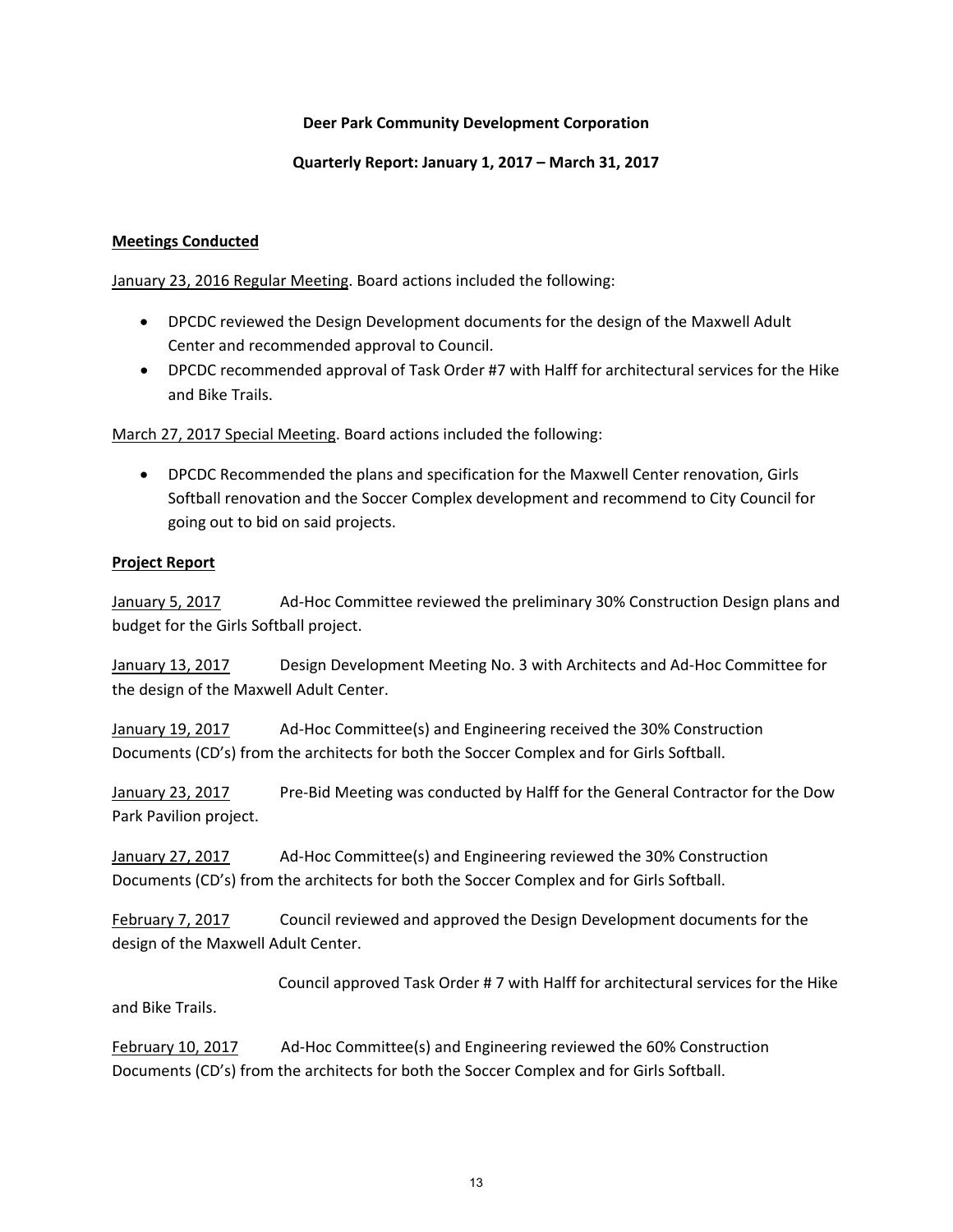**Deer Park Community Development Corporation**

**Quarterly Report: January 1, 2017 – March 31, 2017**

**Meetings Conducted**

January 23, 2016 Regular Meeting. Board actions included the following:

- DPCDC reviewed the Design Development documents for the design of the Maxwell Adult Center and recommended approval to Council.
- DPCDC recommended approval of Task Order #7 with Halff for architectural services for the Hike and Bike Trails.

March 27, 2017 Special Meeting. Board actions included the following:

- DPCDC Recommended the plans and specification for the Maxwell Center renovation, Girls Softball renovation and the Soccer Complex development and recommend to City Council for going out to bid on said projects.

**Project Report**

January 5, 2017 Ad-Hoc Committee reviewed the preliminary 30% Construction Design plans and budget for the Girls Softball project.

January 13, 2017 Design Development Meeting No. 3 with Architects and Ad-Hoc Committee for the design of the Maxwell Adult Center.

January 19, 2017 Ad-Hoc Committee(s) and Engineering received the 30% Construction Documents (CD's) from the architects for both the Soccer Complex and for Girls Softball.

January 23, 2017 Pre-Bid Meeting was conducted by Halff for the General Contractor for the Dow Park Pavilion project.

January 27, 2017 Ad-Hoc Committee(s) and Engineering reviewed the 30% Construction Documents (CD's) from the architects for both the Soccer Complex and for Girls Softball.

February 7, 2017 Council reviewed and approved the Design Development documents for the design of the Maxwell Adult Center.

Council approved Task Order # 7 with Halff for architectural services for the Hike and Bike Trails.

February 10, 2017 Ad-Hoc Committee(s) and Engineering reviewed the 60% Construction Documents (CD's) from the architects for both the Soccer Complex and for Girls Softball.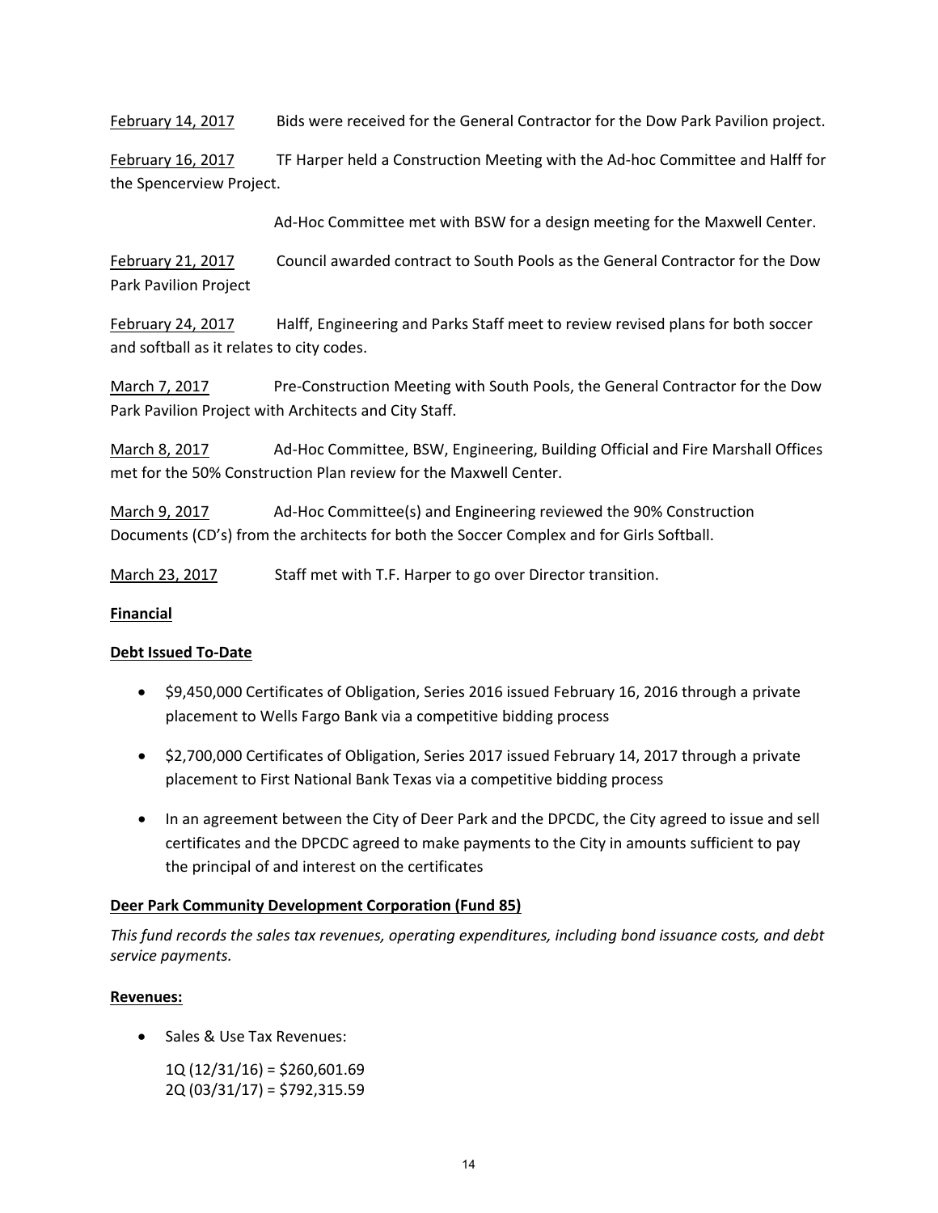February 14, 2017 Bids were received for the General Contractor for the Dow Park Pavilion project.

February 16, 2017 TF Harper held a Construction Meeting with the Ad-hoc Committee and Halff for the Spencerview Project.

Ad-Hoc Committee met with BSW for a design meeting for the Maxwell Center.

February 21, 2017 Council awarded contract to South Pools as the General Contractor for the Dow Park Pavilion Project

February 24, 2017 Halff, Engineering and Parks Staff meet to review revised plans for both soccer and softball as it relates to city codes.

March 7, 2017 Pre-Construction Meeting with South Pools, the General Contractor for the Dow Park Pavilion Project with Architects and City Staff.

March 8, 2017 Ad-Hoc Committee, BSW, Engineering, Building Official and Fire Marshall Offices met for the 50% Construction Plan review for the Maxwell Center.

March 9, 2017 Ad-Hoc Committee(s) and Engineering reviewed the 90% Construction Documents (CD's) from the architects for both the Soccer Complex and for Girls Softball.

March 23, 2017 Staff met with T.F. Harper to go over Director transition.

**Financial**

**Debt Issued To-Date**

- $9,450,000 Certificates of Obligation, Series 2016 issued February 16, 2016 through a private placement to Wells Fargo Bank via a competitive bidding process
- $2,700,000 Certificates of Obligation, Series 2017 issued February 14, 2017 through a private placement to First National Bank Texas via a competitive bidding process
- In an agreement between the City of Deer Park and the DPCDC, the City agreed to issue and sell certificates and the DPCDC agreed to make payments to the City in amounts sufficient to pay the principal of and interest on the certificates

**Deer Park Community Development Corporation (Fund 85)**

*This fund records the sales tax revenues, operating expenditures, including bond issuance costs, and debt service payments.*

**Revenues:**

- Sales & Use Tax Revenues:

  1Q (12/31/16) = $260,601.69
  2Q (03/31/17) = $792,315.59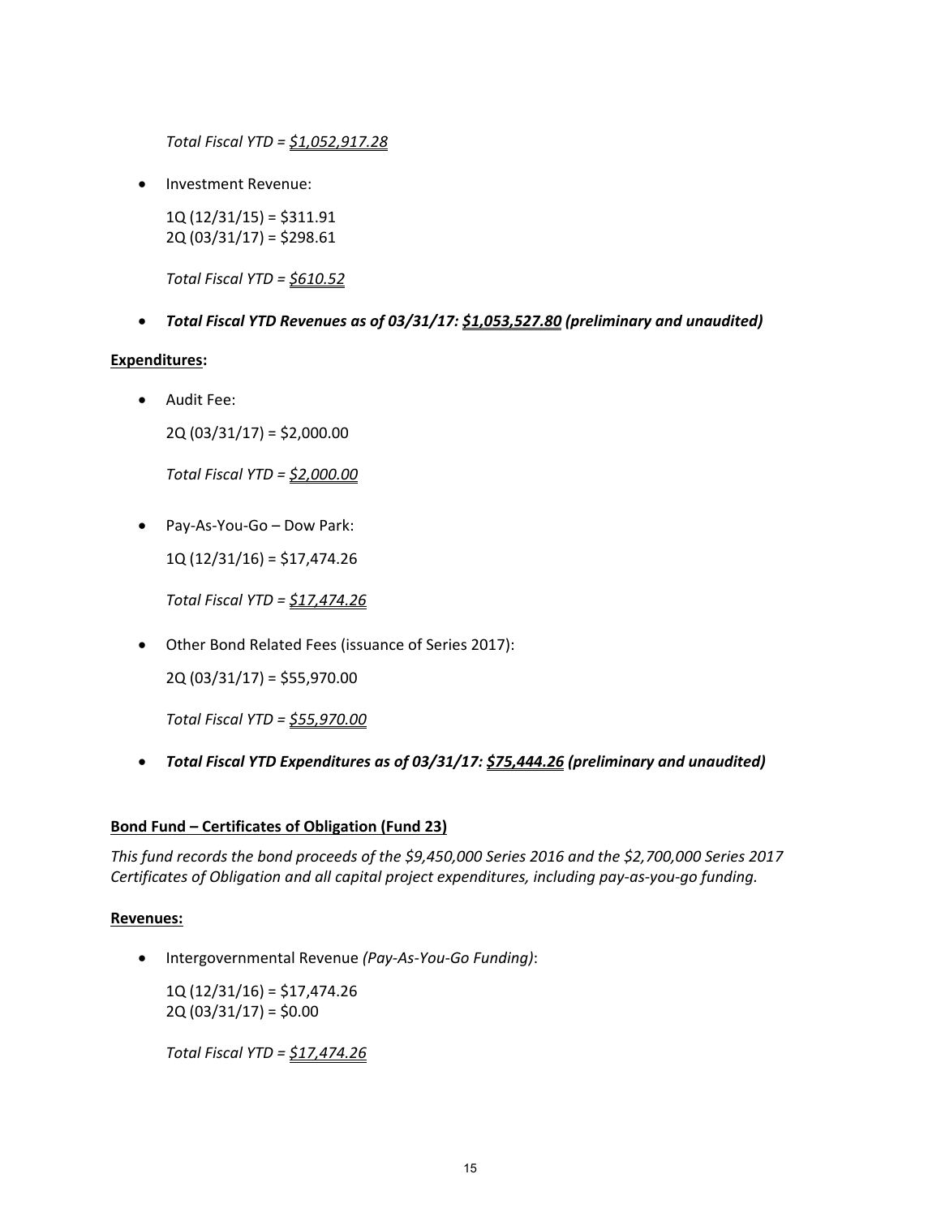*Total Fiscal YTD = $1,052,917.28*

- Investment Revenue:

  1Q (12/31/15) = $311.91
  2Q (03/31/17) = $298.61

  *Total Fiscal YTD = $610.52*

- ***Total Fiscal YTD Revenues as of 03/31/17: $1,053,527.80 (preliminary and unaudited)***

**Expenditures:**

- Audit Fee:

  2Q (03/31/17) = $2,000.00

  *Total Fiscal YTD = $2,000.00*

- Pay-As-You-Go – Dow Park:

  1Q (12/31/16) = $17,474.26

  *Total Fiscal YTD = $17,474.26*

- Other Bond Related Fees (issuance of Series 2017):

  2Q (03/31/17) = $55,970.00

  *Total Fiscal YTD = $55,970.00*

- ***Total Fiscal YTD Expenditures as of 03/31/17: $75,444.26 (preliminary and unaudited)***

**Bond Fund – Certificates of Obligation (Fund 23)**

*This fund records the bond proceeds of the $9,450,000 Series 2016 and the $2,700,000 Series 2017 Certificates of Obligation and all capital project expenditures, including pay-as-you-go funding.*

**Revenues:**

- Intergovernmental Revenue *(Pay-As-You-Go Funding)*:

  1Q (12/31/16) = $17,474.26
  2Q (03/31/17) = $0.00

  *Total Fiscal YTD = $17,474.26*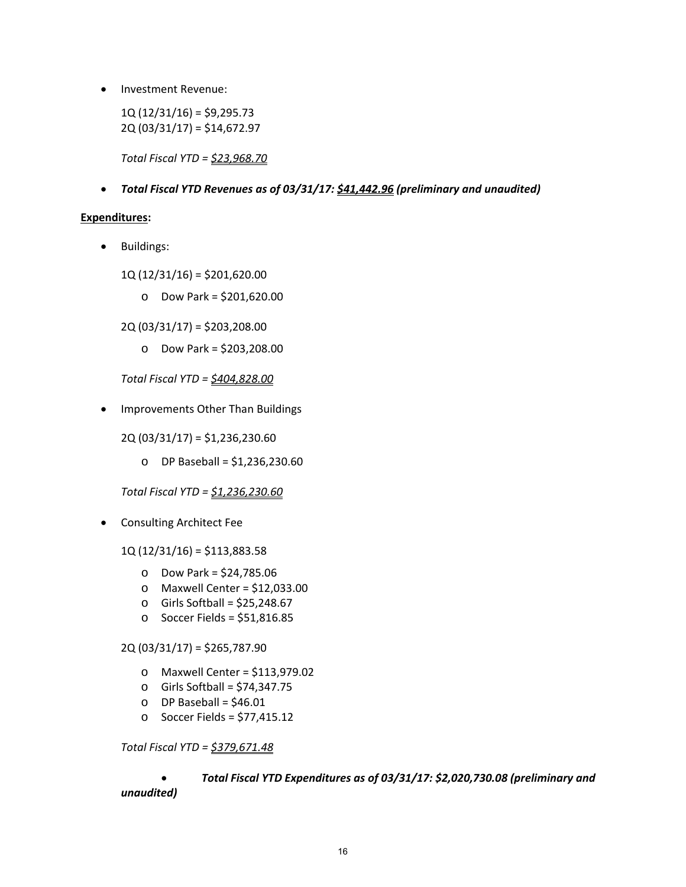- Investment Revenue:

  1Q (12/31/16) = $9,295.73
  2Q (03/31/17) = $14,672.97

  *Total Fiscal YTD = <u>$23,968.70</u>*

- ***Total Fiscal YTD Revenues as of 03/31/17: <u>$41,442.96</u> (preliminary and unaudited)***

**<u>Expenditures</u>:**

- Buildings:

  1Q (12/31/16) = $201,620.00

  - Dow Park = $201,620.00

  2Q (03/31/17) = $203,208.00

  - Dow Park = $203,208.00

  *Total Fiscal YTD = <u>$404,828.00</u>*

- Improvements Other Than Buildings

  2Q (03/31/17) = $1,236,230.60

  - DP Baseball = $1,236,230.60

  *Total Fiscal YTD = <u>$1,236,230.60</u>*

- Consulting Architect Fee

  1Q (12/31/16) = $113,883.58

  - Dow Park = $24,785.06
  - Maxwell Center = $12,033.00
  - Girls Softball = $25,248.67
  - Soccer Fields = $51,816.85

  2Q (03/31/17) = $265,787.90

  - Maxwell Center = $113,979.02
  - Girls Softball = $74,347.75
  - DP Baseball = $46.01
  - Soccer Fields = $77,415.12

  *Total Fiscal YTD = <u>$379,671.48</u>*

- ***Total Fiscal YTD Expenditures as of 03/31/17: $2,020,730.08 (preliminary and unaudited)***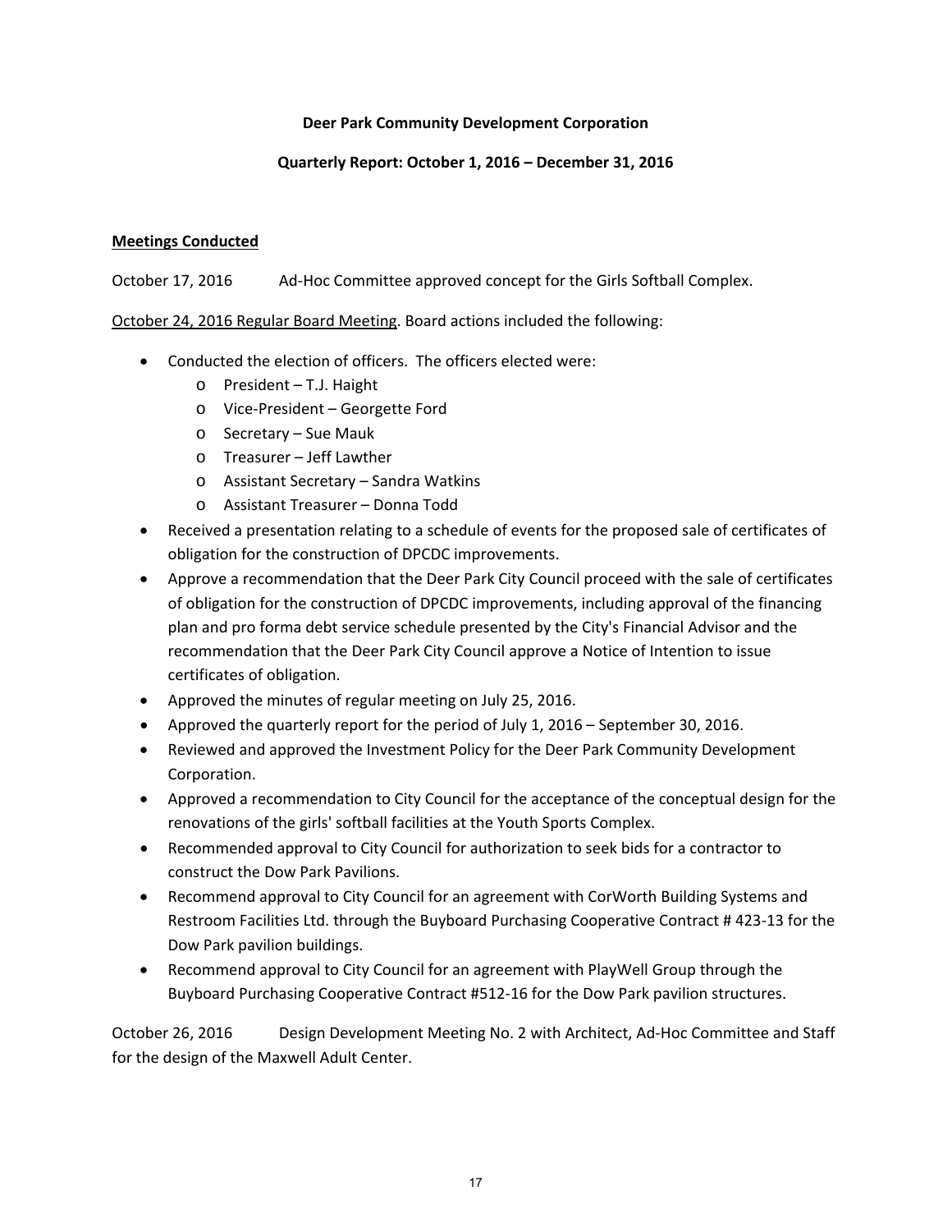**Deer Park Community Development Corporation**

**Quarterly Report: October 1, 2016 – December 31, 2016**

**Meetings Conducted**

October 17, 2016 Ad-Hoc Committee approved concept for the Girls Softball Complex.

October 24, 2016 Regular Board Meeting. Board actions included the following:

- Conducted the election of officers. The officers elected were:
  - President – T.J. Haight
  - Vice-President – Georgette Ford
  - Secretary – Sue Mauk
  - Treasurer – Jeff Lawther
  - Assistant Secretary – Sandra Watkins
  - Assistant Treasurer – Donna Todd
- Received a presentation relating to a schedule of events for the proposed sale of certificates of obligation for the construction of DPCDC improvements.
- Approve a recommendation that the Deer Park City Council proceed with the sale of certificates of obligation for the construction of DPCDC improvements, including approval of the financing plan and pro forma debt service schedule presented by the City's Financial Advisor and the recommendation that the Deer Park City Council approve a Notice of Intention to issue certificates of obligation.
- Approved the minutes of regular meeting on July 25, 2016.
- Approved the quarterly report for the period of July 1, 2016 – September 30, 2016.
- Reviewed and approved the Investment Policy for the Deer Park Community Development Corporation.
- Approved a recommendation to City Council for the acceptance of the conceptual design for the renovations of the girls' softball facilities at the Youth Sports Complex.
- Recommended approval to City Council for authorization to seek bids for a contractor to construct the Dow Park Pavilions.
- Recommend approval to City Council for an agreement with CorWorth Building Systems and Restroom Facilities Ltd. through the Buyboard Purchasing Cooperative Contract # 423-13 for the Dow Park pavilion buildings.
- Recommend approval to City Council for an agreement with PlayWell Group through the Buyboard Purchasing Cooperative Contract #512-16 for the Dow Park pavilion structures.

October 26, 2016 Design Development Meeting No. 2 with Architect, Ad-Hoc Committee and Staff for the design of the Maxwell Adult Center.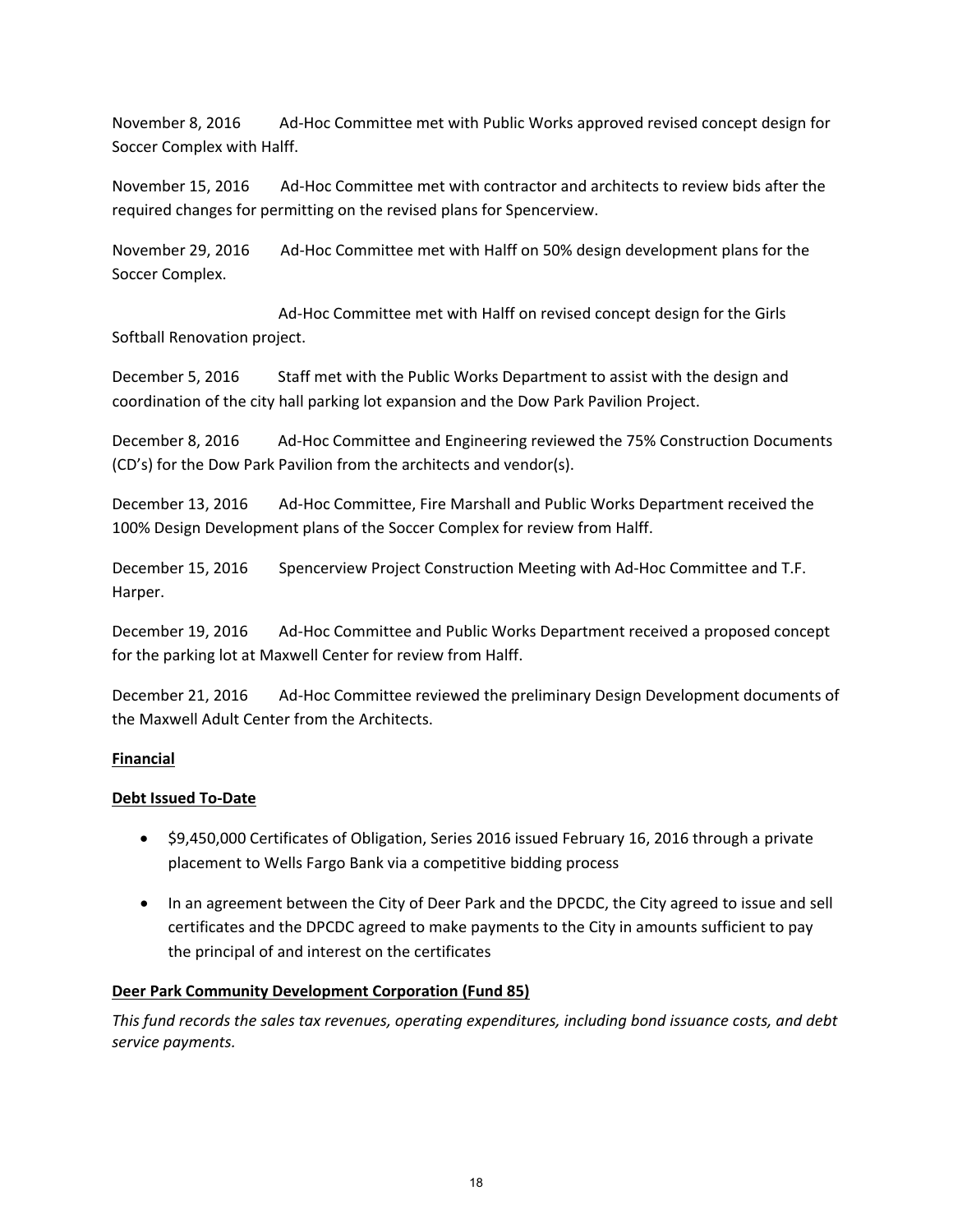November 8, 2016 Ad-Hoc Committee met with Public Works approved revised concept design for Soccer Complex with Halff.

November 15, 2016 Ad-Hoc Committee met with contractor and architects to review bids after the required changes for permitting on the revised plans for Spencerview.

November 29, 2016 Ad-Hoc Committee met with Halff on 50% design development plans for the Soccer Complex.

Ad-Hoc Committee met with Halff on revised concept design for the Girls Softball Renovation project.

December 5, 2016 Staff met with the Public Works Department to assist with the design and coordination of the city hall parking lot expansion and the Dow Park Pavilion Project.

December 8, 2016 Ad-Hoc Committee and Engineering reviewed the 75% Construction Documents (CD's) for the Dow Park Pavilion from the architects and vendor(s).

December 13, 2016 Ad-Hoc Committee, Fire Marshall and Public Works Department received the 100% Design Development plans of the Soccer Complex for review from Halff.

December 15, 2016 Spencerview Project Construction Meeting with Ad-Hoc Committee and T.F. Harper.

December 19, 2016 Ad-Hoc Committee and Public Works Department received a proposed concept for the parking lot at Maxwell Center for review from Halff.

December 21, 2016 Ad-Hoc Committee reviewed the preliminary Design Development documents of the Maxwell Adult Center from the Architects.

**Financial**

**Debt Issued To-Date**

- $9,450,000 Certificates of Obligation, Series 2016 issued February 16, 2016 through a private placement to Wells Fargo Bank via a competitive bidding process
- In an agreement between the City of Deer Park and the DPCDC, the City agreed to issue and sell certificates and the DPCDC agreed to make payments to the City in amounts sufficient to pay the principal of and interest on the certificates

**Deer Park Community Development Corporation (Fund 85)**

*This fund records the sales tax revenues, operating expenditures, including bond issuance costs, and debt service payments.*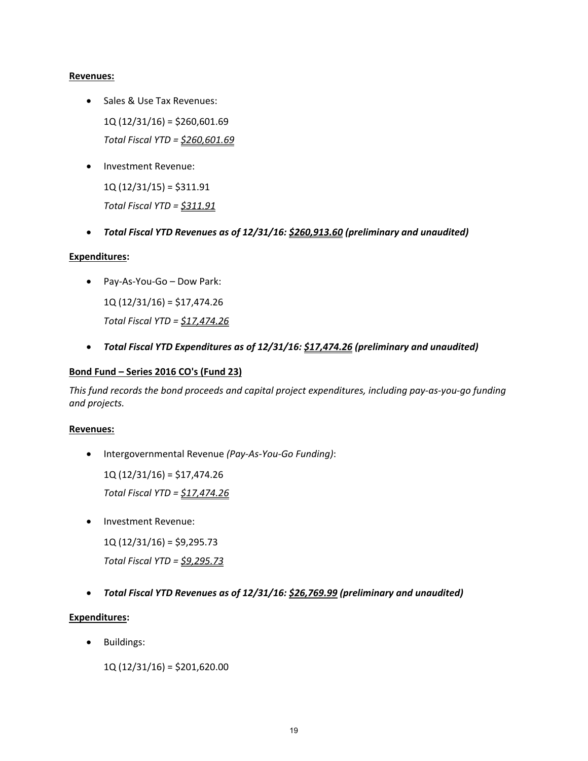**Revenues:**

- Sales & Use Tax Revenues:

  1Q (12/31/16) = $260,601.69

  *Total Fiscal YTD = <u>$260,601.69</u>*

- Investment Revenue:

  1Q (12/31/15) = $311.91

  *Total Fiscal YTD = <u>$311.91</u>*

- ***Total Fiscal YTD Revenues as of 12/31/16: <u>$260,913.60</u> (preliminary and unaudited)***

**Expenditures:**

- Pay-As-You-Go – Dow Park:

  1Q (12/31/16) = $17,474.26

  *Total Fiscal YTD = <u>$17,474.26</u>*

- ***Total Fiscal YTD Expenditures as of 12/31/16: <u>$17,474.26</u> (preliminary and unaudited)***

**Bond Fund – Series 2016 CO's (Fund 23)**

*This fund records the bond proceeds and capital project expenditures, including pay-as-you-go funding and projects.*

**Revenues:**

- Intergovernmental Revenue *(Pay-As-You-Go Funding)*:

  1Q (12/31/16) = $17,474.26

  *Total Fiscal YTD = <u>$17,474.26</u>*

- Investment Revenue:

  1Q (12/31/16) = $9,295.73

  *Total Fiscal YTD = <u>$9,295.73</u>*

- ***Total Fiscal YTD Revenues as of 12/31/16: <u>$26,769.99</u> (preliminary and unaudited)***

**Expenditures:**

- Buildings:

  1Q (12/31/16) = $201,620.00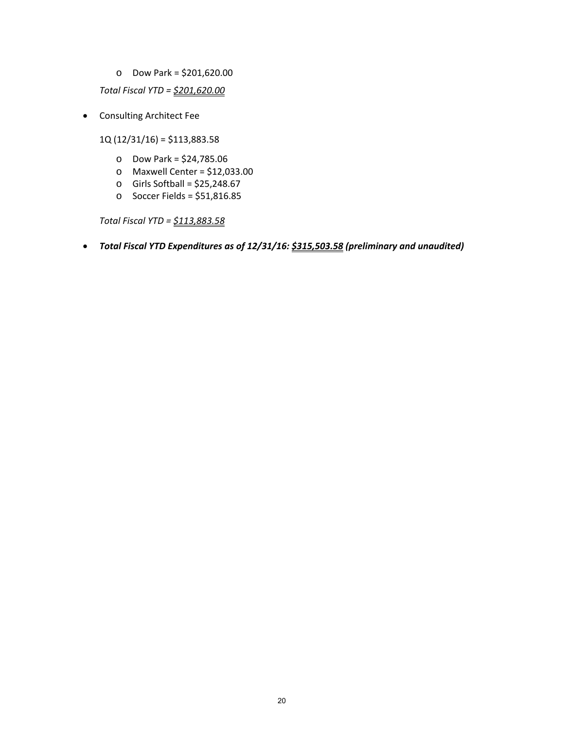- Dow Park = $201,620.00

  *Total Fiscal YTD = $201,620.00*

- Consulting Architect Fee

  1Q (12/31/16) = $113,883.58

  - Dow Park = $24,785.06
  - Maxwell Center = $12,033.00
  - Girls Softball = $25,248.67
  - Soccer Fields = $51,816.85

  *Total Fiscal YTD = $113,883.58*

- ***Total Fiscal YTD Expenditures as of 12/31/16: $315,503.58 (preliminary and unaudited)***